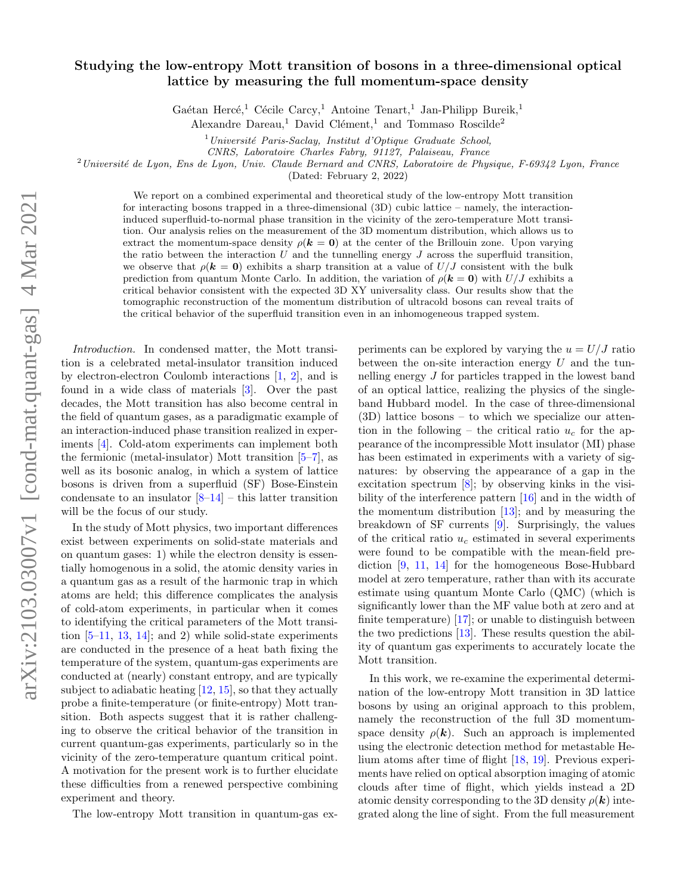# Studying the low-entropy Mott transition of bosons in a three-dimensional optical lattice by measuring the full momentum-space density

Gaétan Hercé,[1] Cécile Carcy,[1] Antoine Tenart,[1] Jan-Philipp Bureik,[1] Alexandre Dareau,[1] David Clément,[1] and Tommaso Roscilde[2]

[1] *Université Paris-Saclay, Institut d'Optique Graduate School, CNRS, Laboratoire Charles Fabry, 91127, Palaiseau, France*

[2] *Université de Lyon, Ens de Lyon, Univ. Claude Bernard and CNRS, Laboratoire de Physique, F-69342 Lyon, France*

(Dated: February 2, 2022)

We report on a combined experimental and theoretical study of the low-entropy Mott transition for interacting bosons trapped in a three-dimensional (3D) cubic lattice – namely, the interaction-induced superfluid-to-normal phase transition in the vicinity of the zero-temperature Mott transition. Our analysis relies on the measurement of the 3D momentum distribution, which allows us to extract the momentum-space density $\rho(\boldsymbol{k} = \boldsymbol{0})$ at the center of the Brillouin zone. Upon varying the ratio between the interaction $U$ and the tunnelling energy $J$ across the superfluid transition, we observe that $\rho(\boldsymbol{k} = \boldsymbol{0})$ exhibits a sharp transition at a value of $U/J$ consistent with the bulk prediction from quantum Monte Carlo. In addition, the variation of $\rho(\boldsymbol{k} = \boldsymbol{0})$ with $U/J$ exhibits a critical behavior consistent with the expected 3D XY universality class. Our results show that the tomographic reconstruction of the momentum distribution of ultracold bosons can reveal traits of the critical behavior of the superfluid transition even in an inhomogeneous trapped system.

*Introduction.* In condensed matter, the Mott transition is a celebrated metal-insulator transition induced by electron-electron Coulomb interactions [1, 2], and is found in a wide class of materials [3]. Over the past decades, the Mott transition has also become central in the field of quantum gases, as a paradigmatic example of an interaction-induced phase transition realized in experiments [4]. Cold-atom experiments can implement both the fermionic (metal-insulator) Mott transition [5–7], as well as its bosonic analog, in which a system of lattice bosons is driven from a superfluid (SF) Bose-Einstein condensate to an insulator [8–14] – this latter transition will be the focus of our study.

In the study of Mott physics, two important differences exist between experiments on solid-state materials and on quantum gases: 1) while the electron density is essentially homogenous in a solid, the atomic density varies in a quantum gas as a result of the harmonic trap in which atoms are held; this difference complicates the analysis of cold-atom experiments, in particular when it comes to identifying the critical parameters of the Mott transition [5–11, 13, 14]; and 2) while solid-state experiments are conducted in the presence of a heat bath fixing the temperature of the system, quantum-gas experiments are conducted at (nearly) constant entropy, and are typically subject to adiabatic heating [12, 15], so that they actually probe a finite-temperature (or finite-entropy) Mott transition. Both aspects suggest that it is rather challenging to observe the critical behavior of the transition in current quantum-gas experiments, particularly so in the vicinity of the zero-temperature quantum critical point. A motivation for the present work is to further elucidate these difficulties from a renewed perspective combining experiment and theory.

The low-entropy Mott transition in quantum-gas experiments can be explored by varying the $u = U/J$ ratio between the on-site interaction energy $U$ and the tunnelling energy $J$ for particles trapped in the lowest band of an optical lattice, realizing the physics of the single-band Hubbard model. In the case of three-dimensional (3D) lattice bosons – to which we specialize our attention in the following – the critical ratio $u_c$ for the appearance of the incompressible Mott insulator (MI) phase has been estimated in experiments with a variety of signatures: by observing the appearance of a gap in the excitation spectrum [8]; by observing kinks in the visibility of the interference pattern [16] and in the width of the momentum distribution [13]; and by measuring the breakdown of SF currents [9]. Surprisingly, the values of the critical ratio $u_c$ estimated in several experiments were found to be compatible with the mean-field prediction [9, 11, 14] for the homogeneous Bose-Hubbard model at zero temperature, rather than with its accurate estimate using quantum Monte Carlo (QMC) (which is significantly lower than the MF value both at zero and at finite temperature) [17]; or unable to distinguish between the two predictions [13]. These results question the ability of quantum gas experiments to accurately locate the Mott transition.

In this work, we re-examine the experimental determination of the low-entropy Mott transition in 3D lattice bosons by using an original approach to this problem, namely the reconstruction of the full 3D momentum-space density $\rho(\boldsymbol{k})$. Such an approach is implemented using the electronic detection method for metastable Helium atoms after time of flight [18, 19]. Previous experiments have relied on optical absorption imaging of atomic clouds after time of flight, which yields instead a 2D atomic density corresponding to the 3D density $\rho(\boldsymbol{k})$ integrated along the line of sight. From the full measurement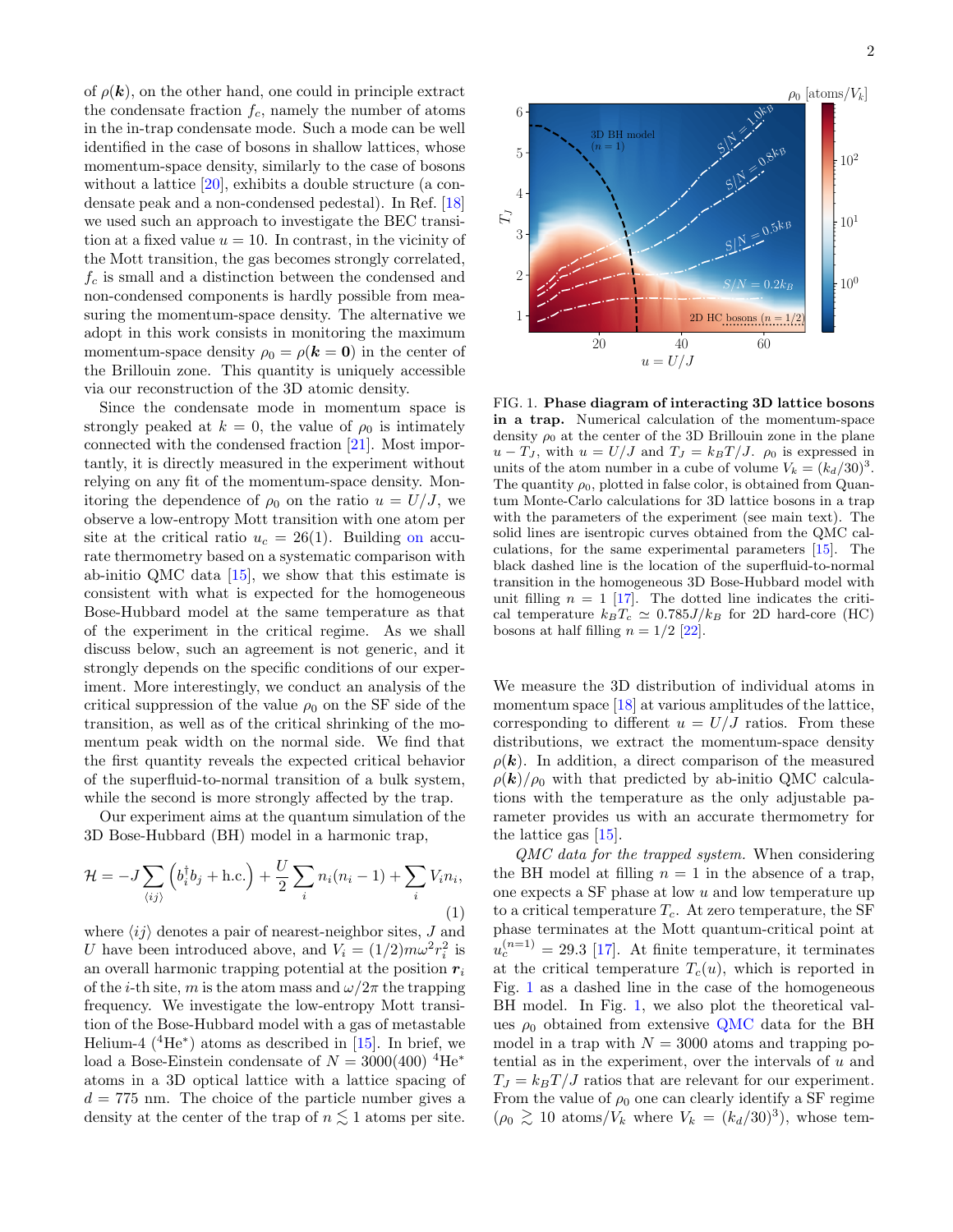of $\rho(\boldsymbol{k})$, on the other hand, one could in principle extract the condensate fraction $f_c$, namely the number of atoms in the in-trap condensate mode. Such a mode can be well identified in the case of bosons in shallow lattices, whose momentum-space density, similarly to the case of bosons without a lattice [20], exhibits a double structure (a condensate peak and a non-condensed pedestal). In Ref. [18] we used such an approach to investigate the BEC transition at a fixed value $u = 10$. In contrast, in the vicinity of the Mott transition, the gas becomes strongly correlated, $f_c$ is small and a distinction between the condensed and non-condensed components is hardly possible from measuring the momentum-space density. The alternative we adopt in this work consists in monitoring the maximum momentum-space density $\rho_0 = \rho(\boldsymbol{k} = \boldsymbol{0})$ in the center of the Brillouin zone. This quantity is uniquely accessible via our reconstruction of the 3D atomic density.

Since the condensate mode in momentum space is strongly peaked at $k = 0$, the value of $\rho_0$ is intimately connected with the condensed fraction [21]. Most importantly, it is directly measured in the experiment without relying on any fit of the momentum-space density. Monitoring the dependence of $\rho_0$ on the ratio $u = U/J$, we observe a low-entropy Mott transition with one atom per site at the critical ratio $u_c = 26(1)$. Building on accurate thermometry based on a systematic comparison with ab-initio QMC data [15], we show that this estimate is consistent with what is expected for the homogeneous Bose-Hubbard model at the same temperature as that of the experiment in the critical regime. As we shall discuss below, such an agreement is not generic, and it strongly depends on the specific conditions of our experiment. More interestingly, we conduct an analysis of the critical suppression of the value $\rho_0$ on the SF side of the transition, as well as of the critical shrinking of the momentum peak width on the normal side. We find that the first quantity reveals the expected critical behavior of the superfluid-to-normal transition of a bulk system, while the second is more strongly affected by the trap.

Our experiment aims at the quantum simulation of the 3D Bose-Hubbard (BH) model in a harmonic trap,

$$\mathcal{H} = -J \sum_{\langle ij \rangle} \left( b_i^\dagger b_j + \text{h.c.} \right) + \frac{U}{2} \sum_i n_i (n_i - 1) + \sum_i V_i n_i, \tag{1}$$

where $\langle ij \rangle$ denotes a pair of nearest-neighbor sites, $J$ and $U$ have been introduced above, and $V_i = (1/2) m \omega^2 r_i^2$ is an overall harmonic trapping potential at the position $\boldsymbol{r}_i$ of the $i$-th site, $m$ is the atom mass and $\omega/2\pi$ the trapping frequency. We investigate the low-entropy Mott transition of the Bose-Hubbard model with a gas of metastable Helium-4 ($^4$He$^*$) atoms as described in [15]. In brief, we load a Bose-Einstein condensate of $N = 3000(400)$ $^4$He$^*$ atoms in a 3D optical lattice with a lattice spacing of $d = 775$ nm. The choice of the particle number gives a density at the center of the trap of $n \lesssim 1$ atoms per site.

FIG. 1. **Phase diagram of interacting 3D lattice bosons in a trap.** Numerical calculation of the momentum-space density $\rho_0$ at the center of the 3D Brillouin zone in the plane $u - T_J$, with $u = U/J$ and $T_J = k_B T/J$. $\rho_0$ is expressed in units of the atom number in a cube of volume $V_k = (k_d/30)^3$. The quantity $\rho_0$, plotted in false color, is obtained from Quantum Monte-Carlo calculations for 3D lattice bosons in a trap with the parameters of the experiment (see main text). The solid lines are isentropic curves obtained from the QMC calculations, for the same experimental parameters [15]. The black dashed line is the location of the superfluid-to-normal transition in the homogeneous 3D Bose-Hubbard model with unit filling $n = 1$ [17]. The dotted line indicates the critical temperature $k_B T_c \simeq 0.785 J/k_B$ for 2D hard-core (HC) bosons at half filling $n = 1/2$ [22].

We measure the 3D distribution of individual atoms in momentum space [18] at various amplitudes of the lattice, corresponding to different $u = U/J$ ratios. From these distributions, we extract the momentum-space density $\rho(\boldsymbol{k})$. In addition, a direct comparison of the measured $\rho(\boldsymbol{k})/\rho_0$ with that predicted by ab-initio QMC calculations with the temperature as the only adjustable parameter provides us with an accurate thermometry for the lattice gas [15].

*QMC data for the trapped system.* When considering the BH model at filling $n = 1$ in the absence of a trap, one expects a SF phase at low $u$ and low temperature up to a critical temperature $T_c$. At zero temperature, the SF phase terminates at the Mott quantum-critical point at $u_c^{(n=1)} = 29.3$ [17]. At finite temperature, it terminates at the critical temperature $T_c(u)$, which is reported in Fig. 1 as a dashed line in the case of the homogeneous BH model. In Fig. 1, we also plot the theoretical values $\rho_0$ obtained from extensive QMC data for the BH model in a trap with $N = 3000$ atoms and trapping potential as in the experiment, over the intervals of $u$ and $T_J = k_B T/J$ ratios that are relevant for our experiment. From the value of $\rho_0$ one can clearly identify a SF regime ($\rho_0 \gtrsim 10$ atoms/$V_k$ where $V_k = (k_d/30)^3$), whose tem-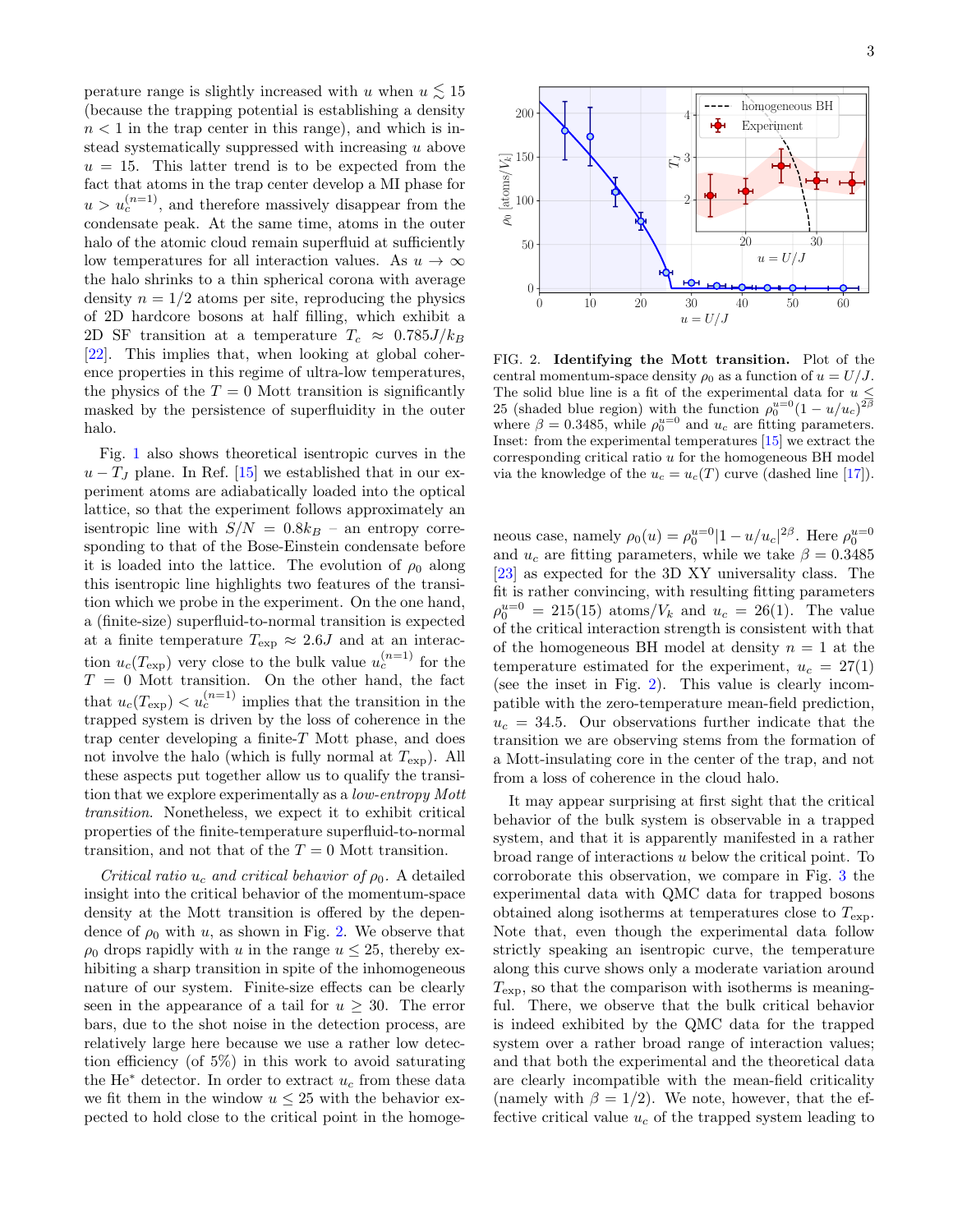perature range is slightly increased with $u$ when $u \lesssim 15$ (because the trapping potential is establishing a density $n < 1$ in the trap center in this range), and which is instead systematically suppressed with increasing $u$ above $u = 15$. This latter trend is to be expected from the fact that atoms in the trap center develop a MI phase for $u > u_c^{(n=1)}$, and therefore massively disappear from the condensate peak. At the same time, atoms in the outer halo of the atomic cloud remain superfluid at sufficiently low temperatures for all interaction values. As $u \to \infty$ the halo shrinks to a thin spherical corona with average density $n = 1/2$ atoms per site, reproducing the physics of 2D hardcore bosons at half filling, which exhibit a 2D SF transition at a temperature $T_c \approx 0.785 J/k_B$ [22]. This implies that, when looking at global coherence properties in this regime of ultra-low temperatures, the physics of the $T = 0$ Mott transition is significantly masked by the persistence of superfluidity in the outer halo.

Fig. 1 also shows theoretical isentropic curves in the $u - T_J$ plane. In Ref. [15] we established that in our experiment atoms are adiabatically loaded into the optical lattice, so that the experiment follows approximately an isentropic line with $S/N = 0.8 k_B$ – an entropy corresponding to that of the Bose-Einstein condensate before it is loaded into the lattice. The evolution of $\rho_0$ along this isentropic line highlights two features of the transition which we probe in the experiment. On the one hand, a (finite-size) superfluid-to-normal transition is expected at a finite temperature $T_{\rm exp} \approx 2.6J$ and at an interaction $u_c(T_{\rm exp})$ very close to the bulk value $u_c^{(n=1)}$ for the $T = 0$ Mott transition. On the other hand, the fact that $u_c(T_{\rm exp}) < u_c^{(n=1)}$ implies that the transition in the trapped system is driven by the loss of coherence in the trap center developing a finite-$T$ Mott phase, and does not involve the halo (which is fully normal at $T_{\rm exp}$). All these aspects put together allow us to qualify the transition that we explore experimentally as a *low-entropy Mott transition*. Nonetheless, we expect it to exhibit critical properties of the finite-temperature superfluid-to-normal transition, and not that of the $T = 0$ Mott transition.

*Critical ratio $u_c$ and critical behavior of $\rho_0$.* A detailed insight into the critical behavior of the momentum-space density at the Mott transition is offered by the dependence of $\rho_0$ with $u$, as shown in Fig. 2. We observe that $\rho_0$ drops rapidly with $u$ in the range $u \leq 25$, thereby exhibiting a sharp transition in spite of the inhomogeneous nature of our system. Finite-size effects can be clearly seen in the appearance of a tail for $u \geq 30$. The error bars, due to the shot noise in the detection process, are relatively large here because we use a rather low detection efficiency (of 5%) in this work to avoid saturating the He* detector. In order to extract $u_c$ from these data we fit them in the window $u \leq 25$ with the behavior expected to hold close to the critical point in the homogeneous case, namely $\rho_0(u) = \rho_0^{u=0}|1 - u/u_c|^{2\beta}$. Here $\rho_0^{u=0}$ and $u_c$ are fitting parameters, while we take $\beta = 0.3485$ [23] as expected for the 3D XY universality class. The fit is rather convincing, with resulting fitting parameters $\rho_0^{u=0} = 215(15)$ atoms/$V_k$ and $u_c = 26(1)$. The value of the critical interaction strength is consistent with that of the homogeneous BH model at density $n = 1$ at the temperature estimated for the experiment, $u_c = 27(1)$ (see the inset in Fig. 2). This value is clearly incompatible with the zero-temperature mean-field prediction, $u_c = 34.5$. Our observations further indicate that the transition we are observing stems from the formation of a Mott-insulating core in the center of the trap, and not from a loss of coherence in the cloud halo.

FIG. 2. **Identifying the Mott transition.** Plot of the central momentum-space density $\rho_0$ as a function of $u = U/J$. The solid blue line is a fit of the experimental data for $u \leq 25$ (shaded blue region) with the function $\rho_0^{u=0}(1 - u/u_c)^{2\beta}$ where $\beta = 0.3485$, while $\rho_0^{u=0}$ and $u_c$ are fitting parameters. Inset: from the experimental temperatures [15] we extract the corresponding critical ratio $u$ for the homogeneous BH model via the knowledge of the $u_c = u_c(T)$ curve (dashed line [17]).

It may appear surprising at first sight that the critical behavior of the bulk system is observable in a trapped system, and that it is apparently manifested in a rather broad range of interactions $u$ below the critical point. To corroborate this observation, we compare in Fig. 3 the experimental data with QMC data for trapped bosons obtained along isotherms at temperatures close to $T_{\rm exp}$. Note that, even though the experimental data follow strictly speaking an isentropic curve, the temperature along this curve shows only a moderate variation around $T_{\rm exp}$, so that the comparison with isotherms is meaningful. There, we observe that the bulk critical behavior is indeed exhibited by the QMC data for the trapped system over a rather broad range of interaction values; and that both the experimental and the theoretical data are clearly incompatible with the mean-field criticality (namely with $\beta = 1/2$). We note, however, that the effective critical value $u_c$ of the trapped system leading to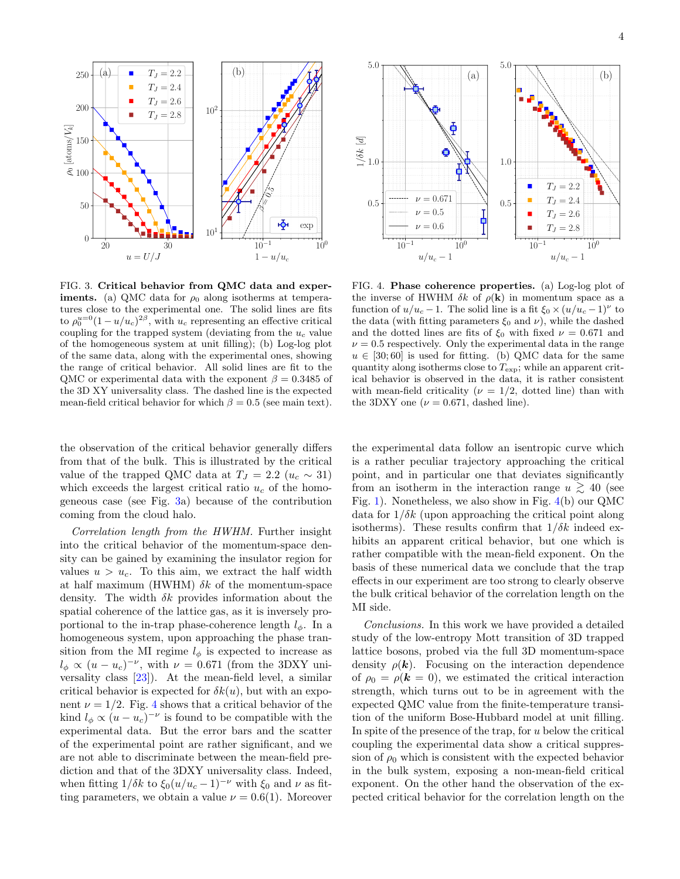FIG. 3. **Critical behavior from QMC data and experiments.** (a) QMC data for $\rho_0$ along isotherms at temperatures close to the experimental one. The solid lines are fits to $\rho_0^{u=0}(1-u/u_c)^{2\beta}$, with $u_c$ representing an effective critical coupling for the trapped system (deviating from the $u_c$ value of the homogeneous system at unit filling); (b) Log-log plot of the same data, along with the experimental ones, showing the range of critical behavior. All solid lines are fit to the QMC or experimental data with the exponent $\beta = 0.3485$ of the 3D XY universality class. The dashed line is the expected mean-field critical behavior for which $\beta = 0.5$ (see main text).

FIG. 4. **Phase coherence properties.** (a) Log-log plot of the inverse of HWHM $\delta k$ of $\rho(\mathbf{k})$ in momentum space as a function of $u/u_c - 1$. The solid line is a fit $\xi_0 \times (u/u_c - 1)^{\nu}$ to the data (with fitting parameters $\xi_0$ and $\nu$), while the dashed and the dotted lines are fits of $\xi_0$ with fixed $\nu = 0.671$ and $\nu = 0.5$ respectively. Only the experimental data in the range $u \in [30; 60]$ is used for fitting. (b) QMC data for the same quantity along isotherms close to $T_{\rm exp}$; while an apparent critical behavior is observed in the data, it is rather consistent with mean-field criticality ($\nu = 1/2$, dotted line) than with the 3DXY one ($\nu = 0.671$, dashed line).

the observation of the critical behavior generally differs from that of the bulk. This is illustrated by the critical value of the trapped QMC data at $T_J = 2.2$ ($u_c \sim 31$) which exceeds the largest critical ratio $u_c$ of the homogeneous case (see Fig. 3a) because of the contribution coming from the cloud halo.

*Correlation length from the HWHM.* Further insight into the critical behavior of the momentum-space density can be gained by examining the insulator region for values $u > u_c$. To this aim, we extract the half width at half maximum (HWHM) $\delta k$ of the momentum-space density. The width $\delta k$ provides information about the spatial coherence of the lattice gas, as it is inversely proportional to the in-trap phase-coherence length $l_\phi$. In a homogeneous system, upon approaching the phase transition from the MI regime $l_\phi$ is expected to increase as $l_\phi \propto (u - u_c)^{-\nu}$, with $\nu = 0.671$ (from the 3DXY universality class [23]). At the mean-field level, a similar critical behavior is expected for $\delta k(u)$, but with an exponent $\nu = 1/2$. Fig. 4 shows that a critical behavior of the kind $l_\phi \propto (u - u_c)^{-\nu}$ is found to be compatible with the experimental data. But the error bars and the scatter of the experimental point are rather significant, and we are not able to discriminate between the mean-field prediction and that of the 3DXY universality class. Indeed, when fitting $1/\delta k$ to $\xi_0(u/u_c - 1)^{-\nu}$ with $\xi_0$ and $\nu$ as fitting parameters, we obtain a value $\nu = 0.6(1)$. Moreover the experimental data follow an isentropic curve which is a rather peculiar trajectory approaching the critical point, and in particular one that deviates significantly from an isotherm in the interaction range $u \gtrsim 40$ (see Fig. 1). Nonetheless, we also show in Fig. 4(b) our QMC data for $1/\delta k$ (upon approaching the critical point along isotherms). These results confirm that $1/\delta k$ indeed exhibits an apparent critical behavior, but one which is rather compatible with the mean-field exponent. On the basis of these numerical data we conclude that the trap effects in our experiment are too strong to clearly observe the bulk critical behavior of the correlation length on the MI side.

*Conclusions.* In this work we have provided a detailed study of the low-entropy Mott transition of 3D trapped lattice bosons, probed via the full 3D momentum-space density $\rho(\boldsymbol{k})$. Focusing on the interaction dependence of $\rho_0 = \rho(\boldsymbol{k} = 0)$, we estimated the critical interaction strength, which turns out to be in agreement with the expected QMC value from the finite-temperature transition of the uniform Bose-Hubbard model at unit filling. In spite of the presence of the trap, for $u$ below the critical coupling the experimental data show a critical suppression of $\rho_0$ which is consistent with the expected behavior in the bulk system, exposing a non-mean-field critical exponent. On the other hand the observation of the expected critical behavior for the correlation length on the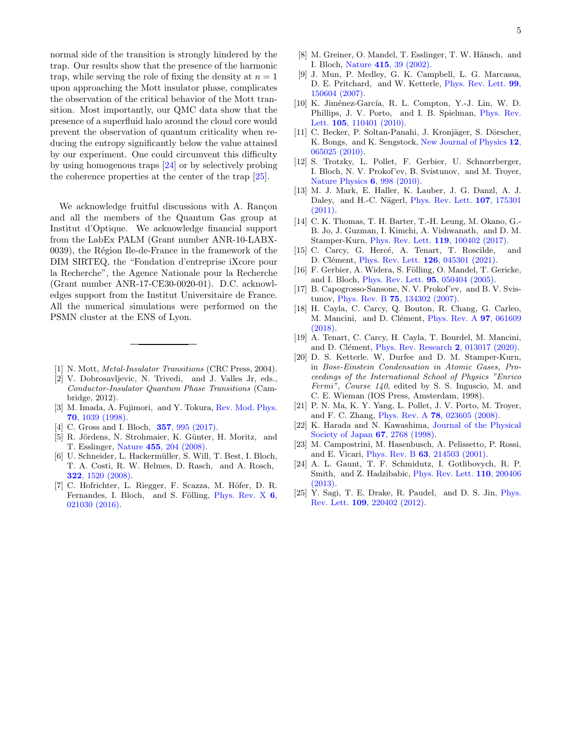normal side of the transition is strongly hindered by the trap. Our results show that the presence of the harmonic trap, while serving the role of fixing the density at $n = 1$ upon approaching the Mott insulator phase, complicates the observation of the critical behavior of the Mott transition. Most importantly, our QMC data show that the presence of a superfluid halo around the cloud core would prevent the observation of quantum criticality when reducing the entropy significantly below the value attained by our experiment. One could circumvent this difficulty by using homogenous traps [24] or by selectively probing the coherence properties at the center of the trap [25].

We acknowledge fruitful discussions with A. Rançon and all the members of the Quantum Gas group at Institut d'Optique. We acknowledge financial support from the LabEx PALM (Grant number ANR-10-LABX-0039), the Région Ile-de-France in the framework of the DIM SIRTEQ, the "Fondation d'entreprise iXcore pour la Recherche", the Agence Nationale pour la Recherche (Grant number ANR-17-CE30-0020-01). D.C. acknowledges support from the Institut Universitaire de France. All the numerical simulations were performed on the PSMN cluster at the ENS of Lyon.

---

[1] N. Mott, *Metal-Insulator Transitions* (CRC Press, 2004).

[2] V. Dobrosavljevic, N. Trivedi, and J. Valles Jr, eds., *Conductor-Insulator Quantum Phase Transitions* (Cambridge, 2012).

[3] M. Imada, A. Fujimori, and Y. Tokura, Rev. Mod. Phys. **70**, 1039 (1998).

[4] C. Gross and I. Bloch, **357**, 995 (2017).

[5] R. Jördens, N. Strohmaier, K. Günter, H. Moritz, and T. Esslinger, Nature **455**, 204 (2008).

[6] U. Schneider, L. Hackermüller, S. Will, T. Best, I. Bloch, T. A. Costi, R. W. Helmes, D. Rasch, and A. Rosch, **322**, 1520 (2008).

[7] C. Hofrichter, L. Riegger, F. Scazza, M. Höfer, D. R. Fernandes, I. Bloch, and S. Fölling, Phys. Rev. X **6**, 021030 (2016).

[8] M. Greiner, O. Mandel, T. Esslinger, T. W. Hänsch, and I. Bloch, Nature **415**, 39 (2002).

[9] J. Mun, P. Medley, G. K. Campbell, L. G. Marcassa, D. E. Pritchard, and W. Ketterle, Phys. Rev. Lett. **99**, 150604 (2007).

[10] K. Jiménez-García, R. L. Compton, Y.-J. Lin, W. D. Phillips, J. V. Porto, and I. B. Spielman, Phys. Rev. Lett. **105**, 110401 (2010).

[11] C. Becker, P. Soltan-Panahi, J. Kronjäger, S. Dörscher, K. Bongs, and K. Sengstock, New Journal of Physics **12**, 065025 (2010).

[12] S. Trotzky, L. Pollet, F. Gerbier, U. Schnorrberger, I. Bloch, N. V. Prokof'ev, B. Svistunov, and M. Troyer, Nature Physics **6**, 998 (2010).

[13] M. J. Mark, E. Haller, K. Lauber, J. G. Danzl, A. J. Daley, and H.-C. Nägerl, Phys. Rev. Lett. **107**, 175301 (2011).

[14] C. K. Thomas, T. H. Barter, T.-H. Leung, M. Okano, G.-B. Jo, J. Guzman, I. Kimchi, A. Vishwanath, and D. M. Stamper-Kurn, Phys. Rev. Lett. **119**, 100402 (2017).

[15] C. Carcy, G. Hercé, A. Tenart, T. Roscilde, and D. Clément, Phys. Rev. Lett. **126**, 045301 (2021).

[16] F. Gerbier, A. Widera, S. Fölling, O. Mandel, T. Gericke, and I. Bloch, Phys. Rev. Lett. **95**, 050404 (2005).

[17] B. Capogrosso-Sansone, N. V. Prokof'ev, and B. V. Svistunov, Phys. Rev. B **75**, 134302 (2007).

[18] H. Cayla, C. Carcy, Q. Bouton, R. Chang, G. Carleo, M. Mancini, and D. Clément, Phys. Rev. A **97**, 061609 (2018).

[19] A. Tenart, C. Carcy, H. Cayla, T. Bourdel, M. Mancini, and D. Clément, Phys. Rev. Research **2**, 013017 (2020).

[20] D. S. Ketterle. W, Durfee and D. M. Stamper-Kurn, in *Bose-Einstein Condensation in Atomic Gases, Proceedings of the International School of Physics "Enrico Fermi", Course 140*, edited by S. S. Inguscio, M. and C. E. Wieman (IOS Press, Amsterdam, 1998).

[21] P. N. Ma, K. Y. Yang, L. Pollet, J. V. Porto, M. Troyer, and F. C. Zhang, Phys. Rev. A **78**, 023605 (2008).

[22] K. Harada and N. Kawashima, Journal of the Physical Society of Japan **67**, 2768 (1998).

[23] M. Campostrini, M. Hasenbusch, A. Pelissetto, P. Rossi, and E. Vicari, Phys. Rev. B **63**, 214503 (2001).

[24] A. L. Gaunt, T. F. Schmidutz, I. Gotlibovych, R. P. Smith, and Z. Hadzibabic, Phys. Rev. Lett. **110**, 200406 (2013).

[25] Y. Sagi, T. E. Drake, R. Paudel, and D. S. Jin, Phys. Rev. Lett. **109**, 220402 (2012).